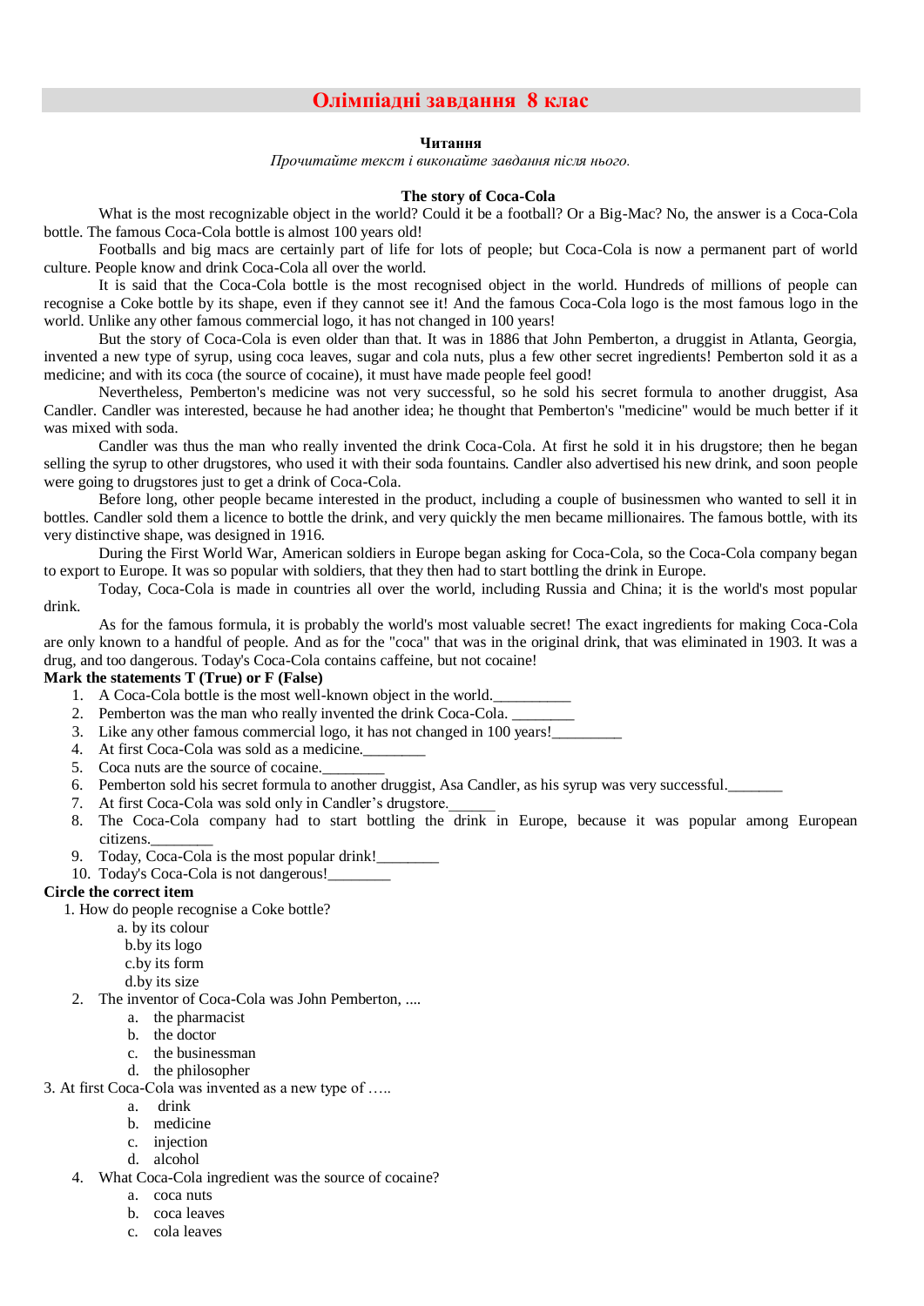# Олімпіадні завдання 8 клас

**Читання**

*Прочитайте текст і виконайте завдання після нього.*

**The story of Coca-Cola**

What is the most recognizable object in the world? Could it be a football? Or a Big-Mac? No, the answer is a Coca-Cola bottle. The famous Coca-Cola bottle is almost 100 years old!

Footballs and big macs are certainly part of life for lots of people; but Coca-Cola is now a permanent part of world culture. People know and drink Coca-Cola all over the world.

It is said that the Coca-Cola bottle is the most recognised object in the world. Hundreds of millions of people can recognise a Coke bottle by its shape, even if they cannot see it! And the famous Coca-Cola logo is the most famous logo in the world. Unlike any other famous commercial logo, it has not changed in 100 years!

But the story of Coca-Cola is even older than that. It was in 1886 that John Pemberton, a druggist in Atlanta, Georgia, invented a new type of syrup, using coca leaves, sugar and cola nuts, plus a few other secret ingredients! Pemberton sold it as a medicine; and with its coca (the source of cocaine), it must have made people feel good!

Nevertheless, Pemberton's medicine was not very successful, so he sold his secret formula to another druggist, Asa Candler. Candler was interested, because he had another idea; he thought that Pemberton's "medicine" would be much better if it was mixed with soda.

Candler was thus the man who really invented the drink Coca-Cola. At first he sold it in his drugstore; then he began selling the syrup to other drugstores, who used it with their soda fountains. Candler also advertised his new drink, and soon people were going to drugstores just to get a drink of Coca-Cola.

Before long, other people became interested in the product, including a couple of businessmen who wanted to sell it in bottles. Candler sold them a licence to bottle the drink, and very quickly the men became millionaires. The famous bottle, with its very distinctive shape, was designed in 1916.

During the First World War, American soldiers in Europe began asking for Coca-Cola, so the Coca-Cola company began to export to Europe. It was so popular with soldiers, that they then had to start bottling the drink in Europe.

Today, Coca-Cola is made in countries all over the world, including Russia and China; it is the world's most popular drink.

As for the famous formula, it is probably the world's most valuable secret! The exact ingredients for making Coca-Cola are only known to a handful of people. And as for the "coca" that was in the original drink, that was eliminated in 1903. It was a drug, and too dangerous. Today's Coca-Cola contains caffeine, but not cocaine!

**Mark the statements T (True) or F (False)**

1. A Coca-Cola bottle is the most well-known object in the world.__________
2. Pemberton was the man who really invented the drink Coca-Cola. ________
3. Like any other famous commercial logo, it has not changed in 100 years!_________
4. At first Coca-Cola was sold as a medicine.________
5. Coca nuts are the source of cocaine.________
6. Pemberton sold his secret formula to another druggist, Asa Candler, as his syrup was very successful._______
7. At first Coca-Cola was sold only in Candler's drugstore.______
8. The Coca-Cola company had to start bottling the drink in Europe, because it was popular among European citizens.________
9. Today, Coca-Cola is the most popular drink!________
10. Today's Coca-Cola is not dangerous!________

**Circle the correct item**

1. How do people recognise a Coke bottle?
   a. by its colour
   b. by its logo
   c. by its form
   d. by its size
2. The inventor of Coca-Cola was John Pemberton, ....
   a. the pharmacist
   b. the doctor
   c. the businessman
   d. the philosopher
3. At first Coca-Cola was invented as a new type of …..
   a. drink
   b. medicine
   c. injection
   d. alcohol
4. What Coca-Cola ingredient was the source of cocaine?
   a. coca nuts
   b. coca leaves
   c. cola leaves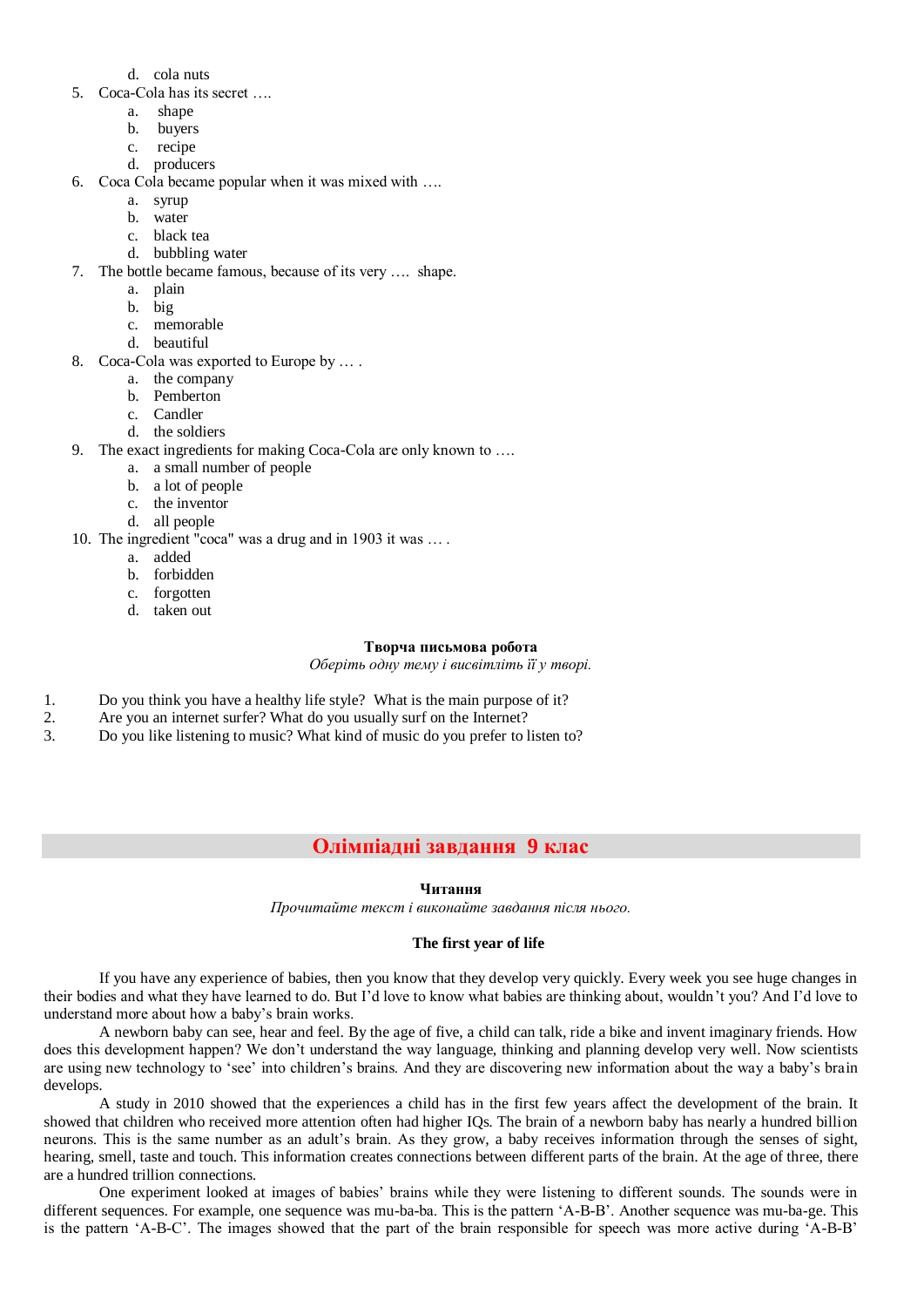d. cola nuts

5. Coca-Cola has its secret ….
   a. shape
   b. buyers
   c. recipe
   d. producers
6. Coca Cola became popular when it was mixed with ….
   a. syrup
   b. water
   c. black tea
   d. bubbling water
7. The bottle became famous, because of its very …. shape.
   a. plain
   b. big
   c. memorable
   d. beautiful
8. Coca-Cola was exported to Europe by … .
   a. the company
   b. Pemberton
   c. Candler
   d. the soldiers
9. The exact ingredients for making Coca-Cola are only known to ….
   a. a small number of people
   b. a lot of people
   c. the inventor
   d. all people
10. The ingredient "coca" was a drug and in 1903 it was … .
    a. added
    b. forbidden
    c. forgotten
    d. taken out

**Творча письмова робота**

*Оберіть одну тему і висвітліть її у творі.*

1. Do you think you have a healthy life style? What is the main purpose of it?
2. Are you an internet surfer? What do you usually surf on the Internet?
3. Do you like listening to music? What kind of music do you prefer to listen to?

## Олімпіадні завдання 9 клас

**Читання**

*Прочитайте текст і виконайте завдання після нього.*

### The first year of life

If you have any experience of babies, then you know that they develop very quickly. Every week you see huge changes in their bodies and what they have learned to do. But I'd love to know what babies are thinking about, wouldn't you? And I'd love to understand more about how a baby's brain works.

A newborn baby can see, hear and feel. By the age of five, a child can talk, ride a bike and invent imaginary friends. How does this development happen? We don't understand the way language, thinking and planning develop very well. Now scientists are using new technology to 'see' into children's brains. And they are discovering new information about the way a baby's brain develops.

A study in 2010 showed that the experiences a child has in the first few years affect the development of the brain. It showed that children who received more attention often had higher IQs. The brain of a newborn baby has nearly a hundred billion neurons. This is the same number as an adult's brain. As they grow, a baby receives information through the senses of sight, hearing, smell, taste and touch. This information creates connections between different parts of the brain. At the age of three, there are a hundred trillion connections.

One experiment looked at images of babies' brains while they were listening to different sounds. The sounds were in different sequences. For example, one sequence was mu-ba-ba. This is the pattern 'A-B-B'. Another sequence was mu-ba-ge. This is the pattern 'A-B-C'. The images showed that the part of the brain responsible for speech was more active during 'A-B-B'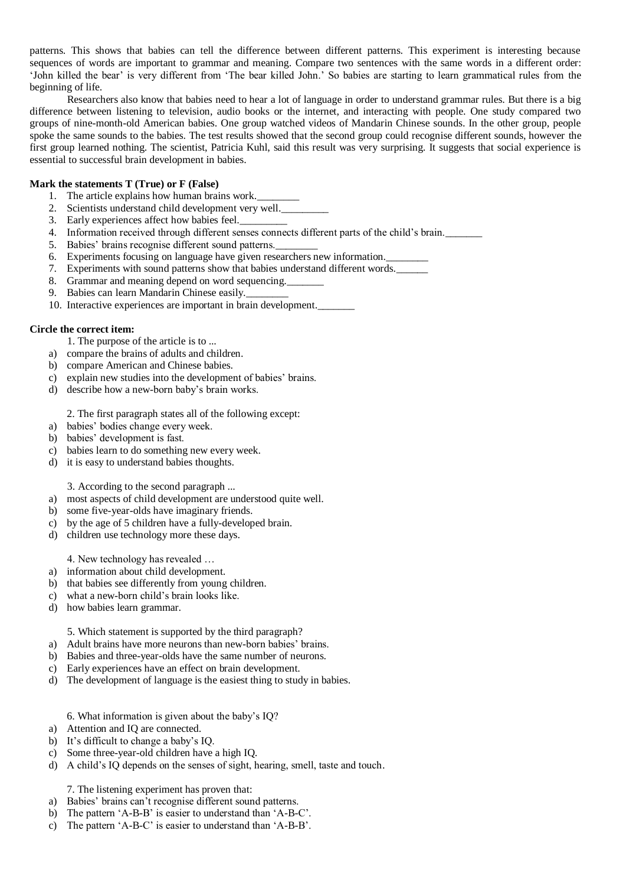patterns. This shows that babies can tell the difference between different patterns. This experiment is interesting because sequences of words are important to grammar and meaning. Compare two sentences with the same words in a different order: 'John killed the bear' is very different from 'The bear killed John.' So babies are starting to learn grammatical rules from the beginning of life.

Researchers also know that babies need to hear a lot of language in order to understand grammar rules. But there is a big difference between listening to television, audio books or the internet, and interacting with people. One study compared two groups of nine-month-old American babies. One group watched videos of Mandarin Chinese sounds. In the other group, people spoke the same sounds to the babies. The test results showed that the second group could recognise different sounds, however the first group learned nothing. The scientist, Patricia Kuhl, said this result was very surprising. It suggests that social experience is essential to successful brain development in babies.

**Mark the statements T (True) or F (False)**

1. The article explains how human brains work.________
2. Scientists understand child development very well._________
3. Early experiences affect how babies feel._________
4. Information received through different senses connects different parts of the child's brain._______
5. Babies' brains recognise different sound patterns.________
6. Experiments focusing on language have given researchers new information.________
7. Experiments with sound patterns show that babies understand different words.______
8. Grammar and meaning depend on word sequencing._______
9. Babies can learn Mandarin Chinese easily.________
10. Interactive experiences are important in brain development._______

**Circle the correct item:**

1. The purpose of the article is to ...

a) compare the brains of adults and children.
b) compare American and Chinese babies.
c) explain new studies into the development of babies' brains.
d) describe how a new-born baby's brain works.

2. The first paragraph states all of the following except:

a) babies' bodies change every week.
b) babies' development is fast.
c) babies learn to do something new every week.
d) it is easy to understand babies thoughts.

3. According to the second paragraph ...

a) most aspects of child development are understood quite well.
b) some five-year-olds have imaginary friends.
c) by the age of 5 children have a fully-developed brain.
d) children use technology more these days.

4. New technology has revealed …

a) information about child development.
b) that babies see differently from young children.
c) what a new-born child's brain looks like.
d) how babies learn grammar.

5. Which statement is supported by the third paragraph?

a) Adult brains have more neurons than new-born babies' brains.
b) Babies and three-year-olds have the same number of neurons.
c) Early experiences have an effect on brain development.
d) The development of language is the easiest thing to study in babies.

6. What information is given about the baby's IQ?

a) Attention and IQ are connected.
b) It's difficult to change a baby's IQ.
c) Some three-year-old children have a high IQ.
d) A child's IQ depends on the senses of sight, hearing, smell, taste and touch.

7. The listening experiment has proven that:

a) Babies' brains can't recognise different sound patterns.
b) The pattern 'A-B-B' is easier to understand than 'A-B-C'.
c) The pattern 'A-B-C' is easier to understand than 'A-B-B'.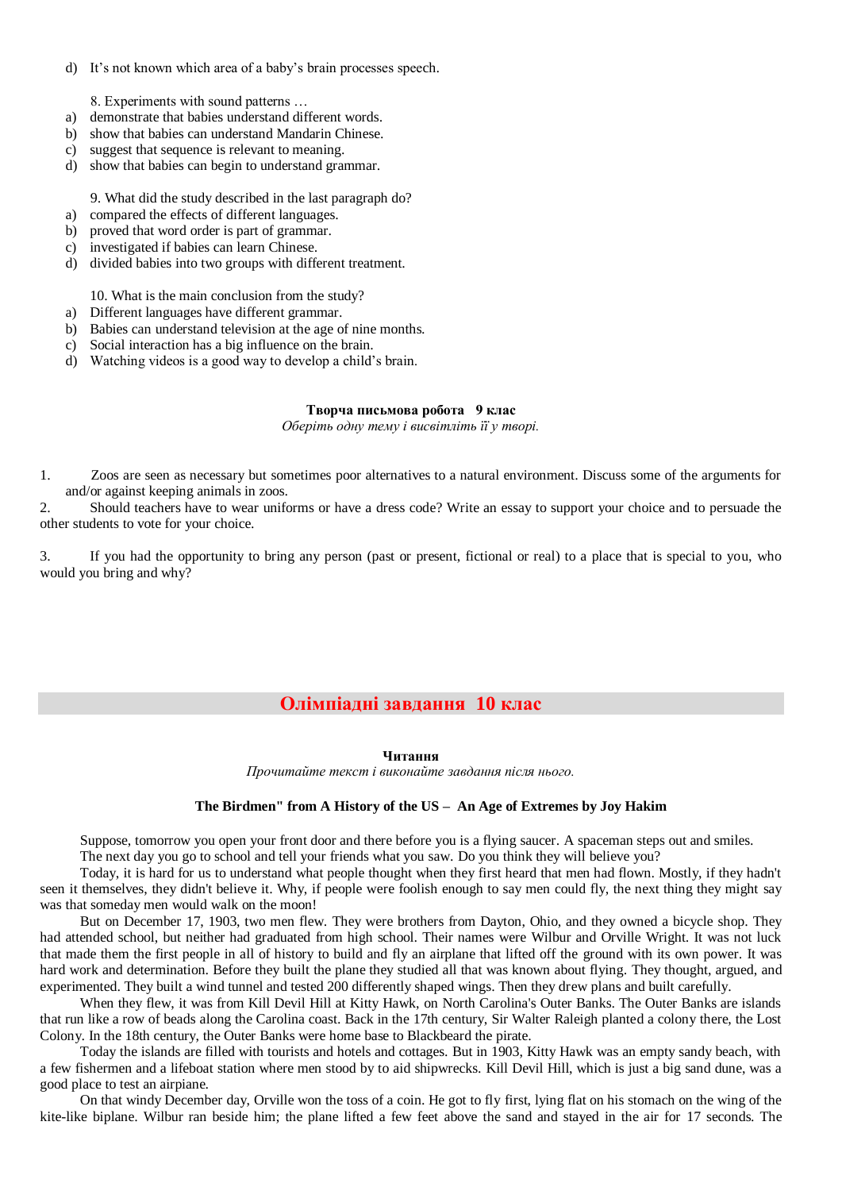d) It's not known which area of a baby's brain processes speech.

8. Experiments with sound patterns …

a) demonstrate that babies understand different words.
b) show that babies can understand Mandarin Chinese.
c) suggest that sequence is relevant to meaning.
d) show that babies can begin to understand grammar.

9. What did the study described in the last paragraph do?

a) compared the effects of different languages.
b) proved that word order is part of grammar.
c) investigated if babies can learn Chinese.
d) divided babies into two groups with different treatment.

10. What is the main conclusion from the study?

a) Different languages have different grammar.
b) Babies can understand television at the age of nine months.
c) Social interaction has a big influence on the brain.
d) Watching videos is a good way to develop a child's brain.

**Творча письмова робота 9 клас**

*Оберіть одну тему і висвітліть її у творі.*

1. Zoos are seen as necessary but sometimes poor alternatives to a natural environment. Discuss some of the arguments for and/or against keeping animals in zoos.
2. Should teachers have to wear uniforms or have a dress code? Write an essay to support your choice and to persuade the other students to vote for your choice.
3. If you had the opportunity to bring any person (past or present, fictional or real) to a place that is special to you, who would you bring and why?

## Олімпіадні завдання 10 клас

**Читання**

*Прочитайте текст і виконайте завдання після нього.*

**The Birdmen" from A History of the US – An Age of Extremes by Joy Hakim**

Suppose, tomorrow you open your front door and there before you is a flying saucer. A spaceman steps out and smiles. The next day you go to school and tell your friends what you saw. Do you think they will believe you?

Today, it is hard for us to understand what people thought when they first heard that men had flown. Mostly, if they hadn't seen it themselves, they didn't believe it. Why, if people were foolish enough to say men could fly, the next thing they might say was that someday men would walk on the moon!

But on December 17, 1903, two men flew. They were brothers from Dayton, Ohio, and they owned a bicycle shop. They had attended school, but neither had graduated from high school. Their names were Wilbur and Orville Wright. It was not luck that made them the first people in all of history to build and fly an airplane that lifted off the ground with its own power. It was hard work and determination. Before they built the plane they studied all that was known about flying. They thought, argued, and experimented. They built a wind tunnel and tested 200 differently shaped wings. Then they drew plans and built carefully.

When they flew, it was from Kill Devil Hill at Kitty Hawk, on North Carolina's Outer Banks. The Outer Banks are islands that run like a row of beads along the Carolina coast. Back in the 17th century, Sir Walter Raleigh planted a colony there, the Lost Colony. In the 18th century, the Outer Banks were home base to Blackbeard the pirate.

Today the islands are filled with tourists and hotels and cottages. But in 1903, Kitty Hawk was an empty sandy beach, with a few fishermen and a lifeboat station where men stood by to aid shipwrecks. Kill Devil Hill, which is just a big sand dune, was a good place to test an airplane.

On that windy December day, Orville won the toss of a coin. He got to fly first, lying flat on his stomach on the wing of the kite-like biplane. Wilbur ran beside him; the plane lifted a few feet above the sand and stayed in the air for 17 seconds. The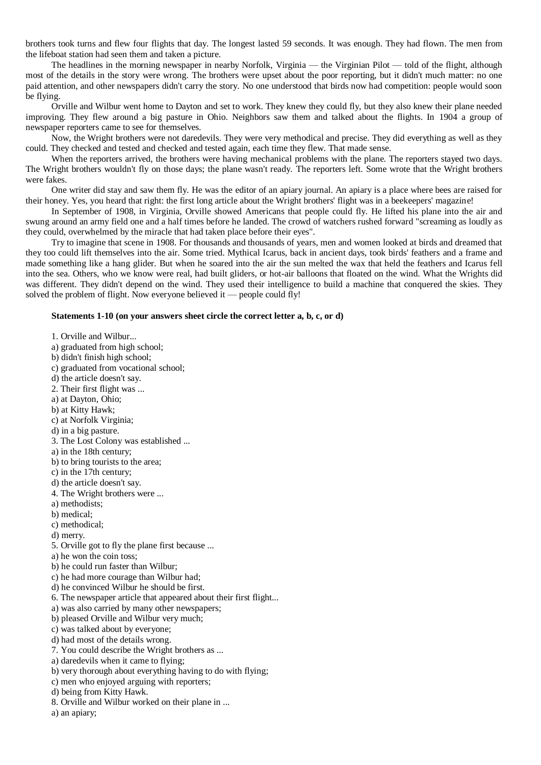brothers took turns and flew four flights that day. The longest lasted 59 seconds. It was enough. They had flown. The men from the lifeboat station had seen them and taken a picture.

The headlines in the morning newspaper in nearby Norfolk, Virginia — the Virginian Pilot — told of the flight, although most of the details in the story were wrong. The brothers were upset about the poor reporting, but it didn't much matter: no one paid attention, and other newspapers didn't carry the story. No one understood that birds now had competition: people would soon be flying.

Orville and Wilbur went home to Dayton and set to work. They knew they could fly, but they also knew their plane needed improving. They flew around a big pasture in Ohio. Neighbors saw them and talked about the flights. In 1904 a group of newspaper reporters came to see for themselves.

Now, the Wright brothers were not daredevils. They were very methodical and precise. They did everything as well as they could. They checked and tested and checked and tested again, each time they flew. That made sense.

When the reporters arrived, the brothers were having mechanical problems with the plane. The reporters stayed two days. The Wright brothers wouldn't fly on those days; the plane wasn't ready. The reporters left. Some wrote that the Wright brothers were fakes.

One writer did stay and saw them fly. He was the editor of an apiary journal. An apiary is a place where bees are raised for their honey. Yes, you heard that right: the first long article about the Wright brothers' flight was in a beekeepers' magazine!

In September of 1908, in Virginia, Orville showed Americans that people could fly. He lifted his plane into the air and swung around an army field one and a half times before he landed. The crowd of watchers rushed forward "screaming as loudly as they could, overwhelmed by the miracle that had taken place before their eyes".

Try to imagine that scene in 1908. For thousands and thousands of years, men and women looked at birds and dreamed that they too could lift themselves into the air. Some tried. Mythical Icarus, back in ancient days, took birds' feathers and a frame and made something like a hang glider. But when he soared into the air the sun melted the wax that held the feathers and Icarus fell into the sea. Others, who we know were real, had built gliders, or hot-air balloons that floated on the wind. What the Wrights did was different. They didn't depend on the wind. They used their intelligence to build a machine that conquered the skies. They solved the problem of flight. Now everyone believed it — people could fly!

**Statements 1-10 (on your answers sheet circle the correct letter a, b, c, or d)**

1. Orville and Wilbur...
a) graduated from high school;
b) didn't finish high school;
c) graduated from vocational school;
d) the article doesn't say.
2. Their first flight was ...
a) at Dayton, Ohio;
b) at Kitty Hawk;
c) at Norfolk Virginia;
d) in a big pasture.
3. The Lost Colony was established ...
a) in the 18th century;
b) to bring tourists to the area;
c) in the 17th century;
d) the article doesn't say.
4. The Wright brothers were ...
a) methodists;
b) medical;
c) methodical;
d) merry.
5. Orville got to fly the plane first because ...
a) he won the coin toss;
b) he could run faster than Wilbur;
c) he had more courage than Wilbur had;
d) he convinced Wilbur he should be first.
6. The newspaper article that appeared about their first flight...
a) was also carried by many other newspapers;
b) pleased Orville and Wilbur very much;
c) was talked about by everyone;
d) had most of the details wrong.
7. You could describe the Wright brothers as ...
a) daredevils when it came to flying;
b) very thorough about everything having to do with flying;
c) men who enjoyed arguing with reporters;
d) being from Kitty Hawk.
8. Orville and Wilbur worked on their plane in ...
a) an apiary;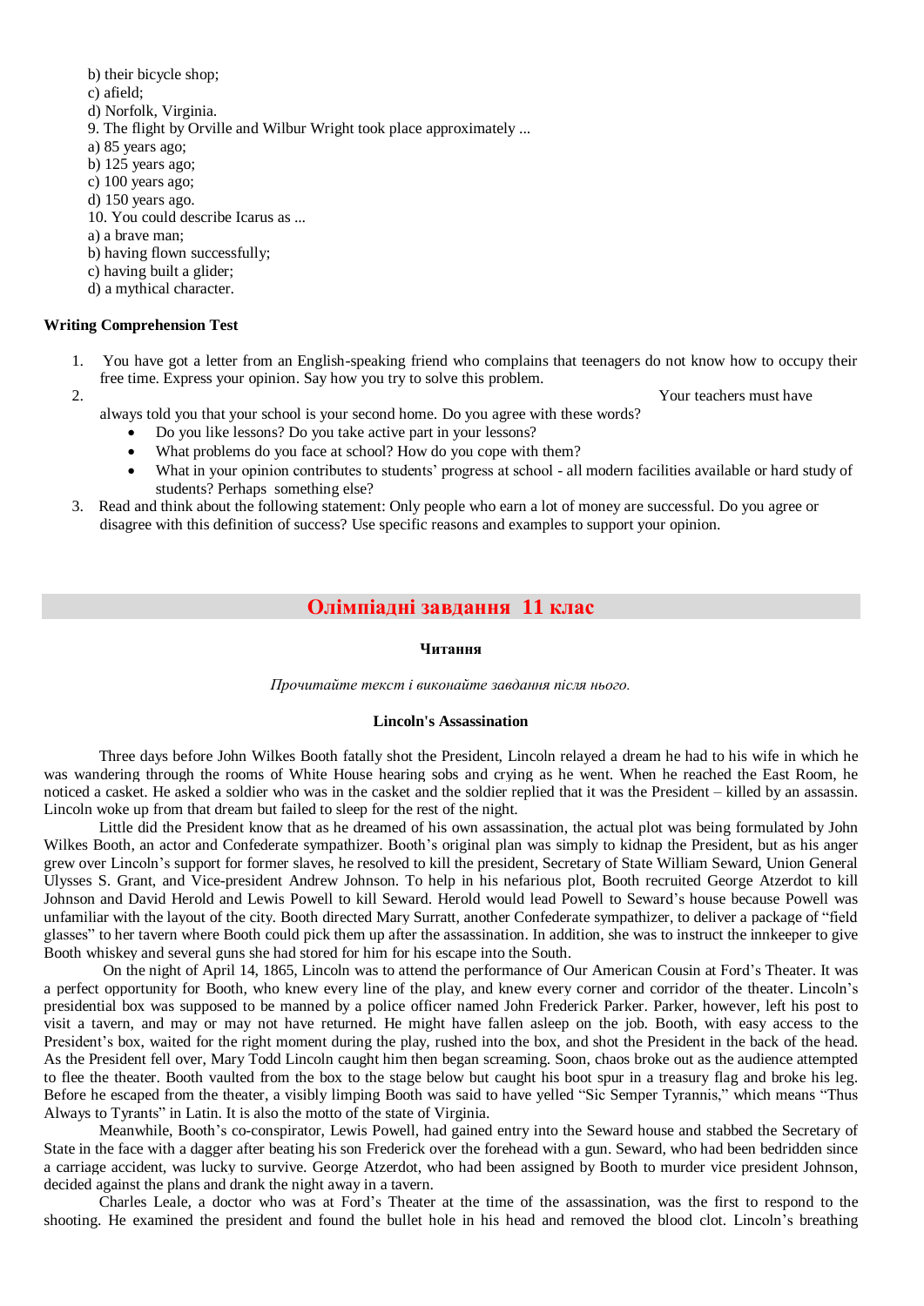b) their bicycle shop;
c) afield;
d) Norfolk, Virginia.
9. The flight by Orville and Wilbur Wright took place approximately ...
a) 85 years ago;
b) 125 years ago;
c) 100 years ago;
d) 150 years ago.
10. You could describe Icarus as ...
a) a brave man;
b) having flown successfully;
c) having built a glider;
d) a mythical character.

**Writing Comprehension Test**

1. You have got a letter from an English-speaking friend who complains that teenagers do not know how to occupy their free time. Express your opinion. Say how you try to solve this problem.
2. Your teachers must have always told you that your school is your second home. Do you agree with these words?
   - Do you like lessons? Do you take active part in your lessons?
   - What problems do you face at school? How do you cope with them?
   - What in your opinion contributes to students' progress at school - all modern facilities available or hard study of students? Perhaps something else?
3. Read and think about the following statement: Only people who earn a lot of money are successful. Do you agree or disagree with this definition of success? Use specific reasons and examples to support your opinion.

## Олімпіадні завдання 11 клас

**Читання**

*Прочитайте текст і виконайте завдання після нього.*

**Lincoln's Assassination**

Three days before John Wilkes Booth fatally shot the President, Lincoln relayed a dream he had to his wife in which he was wandering through the rooms of White House hearing sobs and crying as he went. When he reached the East Room, he noticed a casket. He asked a soldier who was in the casket and the soldier replied that it was the President – killed by an assassin. Lincoln woke up from that dream but failed to sleep for the rest of the night.

Little did the President know that as he dreamed of his own assassination, the actual plot was being formulated by John Wilkes Booth, an actor and Confederate sympathizer. Booth's original plan was simply to kidnap the President, but as his anger grew over Lincoln's support for former slaves, he resolved to kill the president, Secretary of State William Seward, Union General Ulysses S. Grant, and Vice-president Andrew Johnson. To help in his nefarious plot, Booth recruited George Atzerdot to kill Johnson and David Herold and Lewis Powell to kill Seward. Herold would lead Powell to Seward's house because Powell was unfamiliar with the layout of the city. Booth directed Mary Surratt, another Confederate sympathizer, to deliver a package of "field glasses" to her tavern where Booth could pick them up after the assassination. In addition, she was to instruct the innkeeper to give Booth whiskey and several guns she had stored for him for his escape into the South.

On the night of April 14, 1865, Lincoln was to attend the performance of Our American Cousin at Ford's Theater. It was a perfect opportunity for Booth, who knew every line of the play, and knew every corner and corridor of the theater. Lincoln's presidential box was supposed to be manned by a police officer named John Frederick Parker. Parker, however, left his post to visit a tavern, and may or may not have returned. He might have fallen asleep on the job. Booth, with easy access to the President's box, waited for the right moment during the play, rushed into the box, and shot the President in the back of the head. As the President fell over, Mary Todd Lincoln caught him then began screaming. Soon, chaos broke out as the audience attempted to flee the theater. Booth vaulted from the box to the stage below but caught his boot spur in a treasury flag and broke his leg. Before he escaped from the theater, a visibly limping Booth was said to have yelled "Sic Semper Tyrannis," which means "Thus Always to Tyrants" in Latin. It is also the motto of the state of Virginia.

Meanwhile, Booth's co-conspirator, Lewis Powell, had gained entry into the Seward house and stabbed the Secretary of State in the face with a dagger after beating his son Frederick over the forehead with a gun. Seward, who had been bedridden since a carriage accident, was lucky to survive. George Atzerdot, who had been assigned by Booth to murder vice president Johnson, decided against the plans and drank the night away in a tavern.

Charles Leale, a doctor who was at Ford's Theater at the time of the assassination, was the first to respond to the shooting. He examined the president and found the bullet hole in his head and removed the blood clot. Lincoln's breathing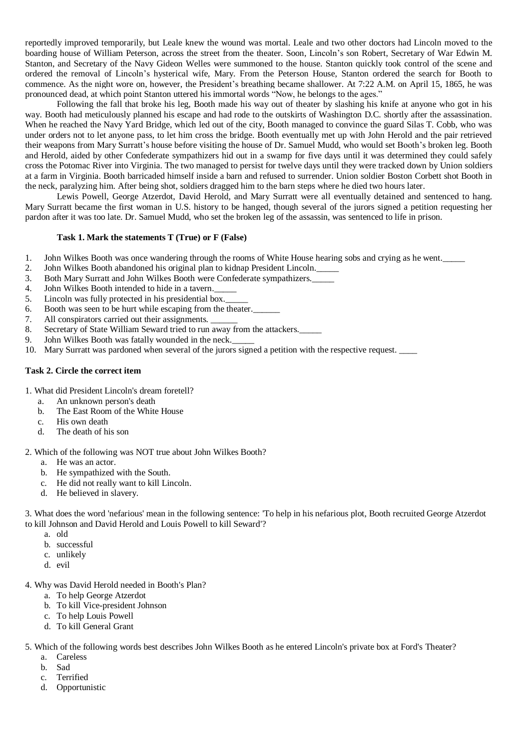reportedly improved temporarily, but Leale knew the wound was mortal. Leale and two other doctors had Lincoln moved to the boarding house of William Peterson, across the street from the theater. Soon, Lincoln's son Robert, Secretary of War Edwin M. Stanton, and Secretary of the Navy Gideon Welles were summoned to the house. Stanton quickly took control of the scene and ordered the removal of Lincoln's hysterical wife, Mary. From the Peterson House, Stanton ordered the search for Booth to commence. As the night wore on, however, the President's breathing became shallower. At 7:22 A.M. on April 15, 1865, he was pronounced dead, at which point Stanton uttered his immortal words "Now, he belongs to the ages."

Following the fall that broke his leg, Booth made his way out of theater by slashing his knife at anyone who got in his way. Booth had meticulously planned his escape and had rode to the outskirts of Washington D.C. shortly after the assassination. When he reached the Navy Yard Bridge, which led out of the city, Booth managed to convince the guard Silas T. Cobb, who was under orders not to let anyone pass, to let him cross the bridge. Booth eventually met up with John Herold and the pair retrieved their weapons from Mary Surratt's house before visiting the house of Dr. Samuel Mudd, who would set Booth's broken leg. Booth and Herold, aided by other Confederate sympathizers hid out in a swamp for five days until it was determined they could safely cross the Potomac River into Virginia. The two managed to persist for twelve days until they were tracked down by Union soldiers at a farm in Virginia. Booth barricaded himself inside a barn and refused to surrender. Union soldier Boston Corbett shot Booth in the neck, paralyzing him. After being shot, soldiers dragged him to the barn steps where he died two hours later.

Lewis Powell, George Atzerdot, David Herold, and Mary Surratt were all eventually detained and sentenced to hang. Mary Surratt became the first woman in U.S. history to be hanged, though several of the jurors signed a petition requesting her pardon after it was too late. Dr. Samuel Mudd, who set the broken leg of the assassin, was sentenced to life in prison.

**Task 1. Mark the statements T (True) or F (False)**

1. John Wilkes Booth was once wandering through the rooms of White House hearing sobs and crying as he went._____
2. John Wilkes Booth abandoned his original plan to kidnap President Lincoln._____
3. Both Mary Surratt and John Wilkes Booth were Confederate sympathizers._____
4. John Wilkes Booth intended to hide in a tavern._____
5. Lincoln was fully protected in his presidential box._____
6. Booth was seen to be hurt while escaping from the theater.______
7. All conspirators carried out their assignments. ______
8. Secretary of State William Seward tried to run away from the attackers._____
9. John Wilkes Booth was fatally wounded in the neck._____
10. Mary Surratt was pardoned when several of the jurors signed a petition with the respective request. ____

**Task 2. Circle the correct item**

1. What did President Lincoln's dream foretell?
   a. An unknown person's death
   b. The East Room of the White House
   c. His own death
   d. The death of his son

2. Which of the following was NOT true about John Wilkes Booth?
   a. He was an actor.
   b. He sympathized with the South.
   c. He did not really want to kill Lincoln.
   d. He believed in slavery.

3. What does the word 'nefarious' mean in the following sentence: 'To help in his nefarious plot, Booth recruited George Atzerdot to kill Johnson and David Herold and Louis Powell to kill Seward'?
   a. old
   b. successful
   c. unlikely
   d. evil

4. Why was David Herold needed in Booth's Plan?
   a. To help George Atzerdot
   b. To kill Vice-president Johnson
   c. To help Louis Powell
   d. To kill General Grant

5. Which of the following words best describes John Wilkes Booth as he entered Lincoln's private box at Ford's Theater?
   a. Careless
   b. Sad
   c. Terrified
   d. Opportunistic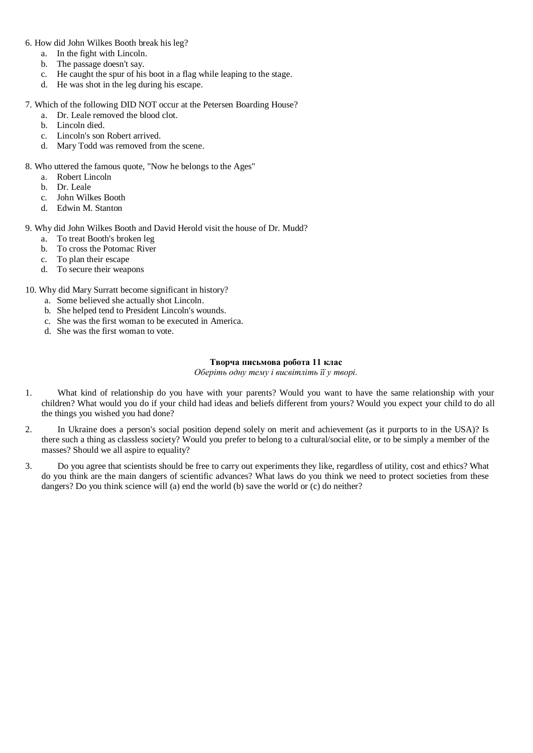6. How did John Wilkes Booth break his leg?
   a. In the fight with Lincoln.
   b. The passage doesn't say.
   c. He caught the spur of his boot in a flag while leaping to the stage.
   d. He was shot in the leg during his escape.

7. Which of the following DID NOT occur at the Petersen Boarding House?
   a. Dr. Leale removed the blood clot.
   b. Lincoln died.
   c. Lincoln's son Robert arrived.
   d. Mary Todd was removed from the scene.

8. Who uttered the famous quote, "Now he belongs to the Ages"
   a. Robert Lincoln
   b. Dr. Leale
   c. John Wilkes Booth
   d. Edwin M. Stanton

9. Why did John Wilkes Booth and David Herold visit the house of Dr. Mudd?
   a. To treat Booth's broken leg
   b. To cross the Potomac River
   c. To plan their escape
   d. To secure their weapons

10. Why did Mary Surratt become significant in history?
   a. Some believed she actually shot Lincoln.
   b. She helped tend to President Lincoln's wounds.
   c. She was the first woman to be executed in America.
   d. She was the first woman to vote.

### Творча письмова робота 11 клас

*Оберіть одну тему і висвітліть її у творі.*

1. What kind of relationship do you have with your parents? Would you want to have the same relationship with your children? What would you do if your child had ideas and beliefs different from yours? Would you expect your child to do all the things you wished you had done?

2. In Ukraine does a person's social position depend solely on merit and achievement (as it purports to in the USA)? Is there such a thing as classless society? Would you prefer to belong to a cultural/social elite, or to be simply a member of the masses? Should we all aspire to equality?

3. Do you agree that scientists should be free to carry out experiments they like, regardless of utility, cost and ethics? What do you think are the main dangers of scientific advances? What laws do you think we need to protect societies from these dangers? Do you think science will (a) end the world (b) save the world or (c) do neither?